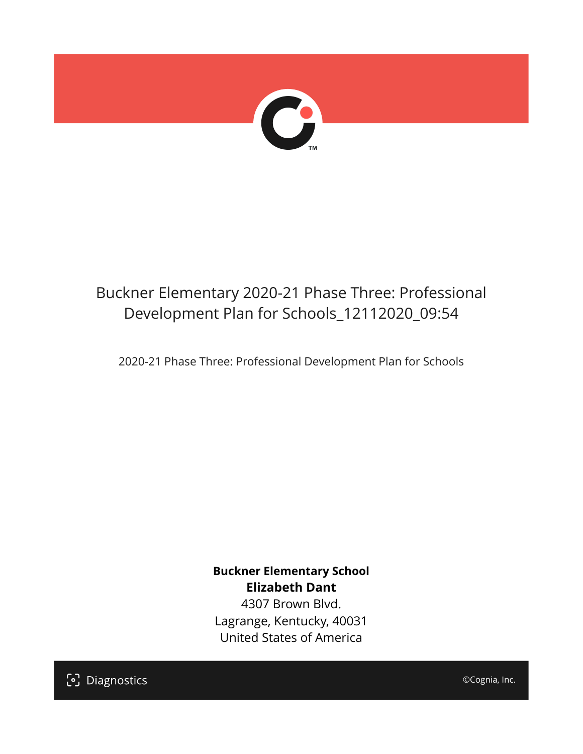# Buckner Elementary 2020-21 Phase Three: Professional Development Plan for Schools_12112020_09:54

2020-21 Phase Three: Professional Development Plan for Schools

**Buckner Elementary School**
**Elizabeth Dant**
4307 Brown Blvd.
Lagrange, Kentucky, 40031
United States of America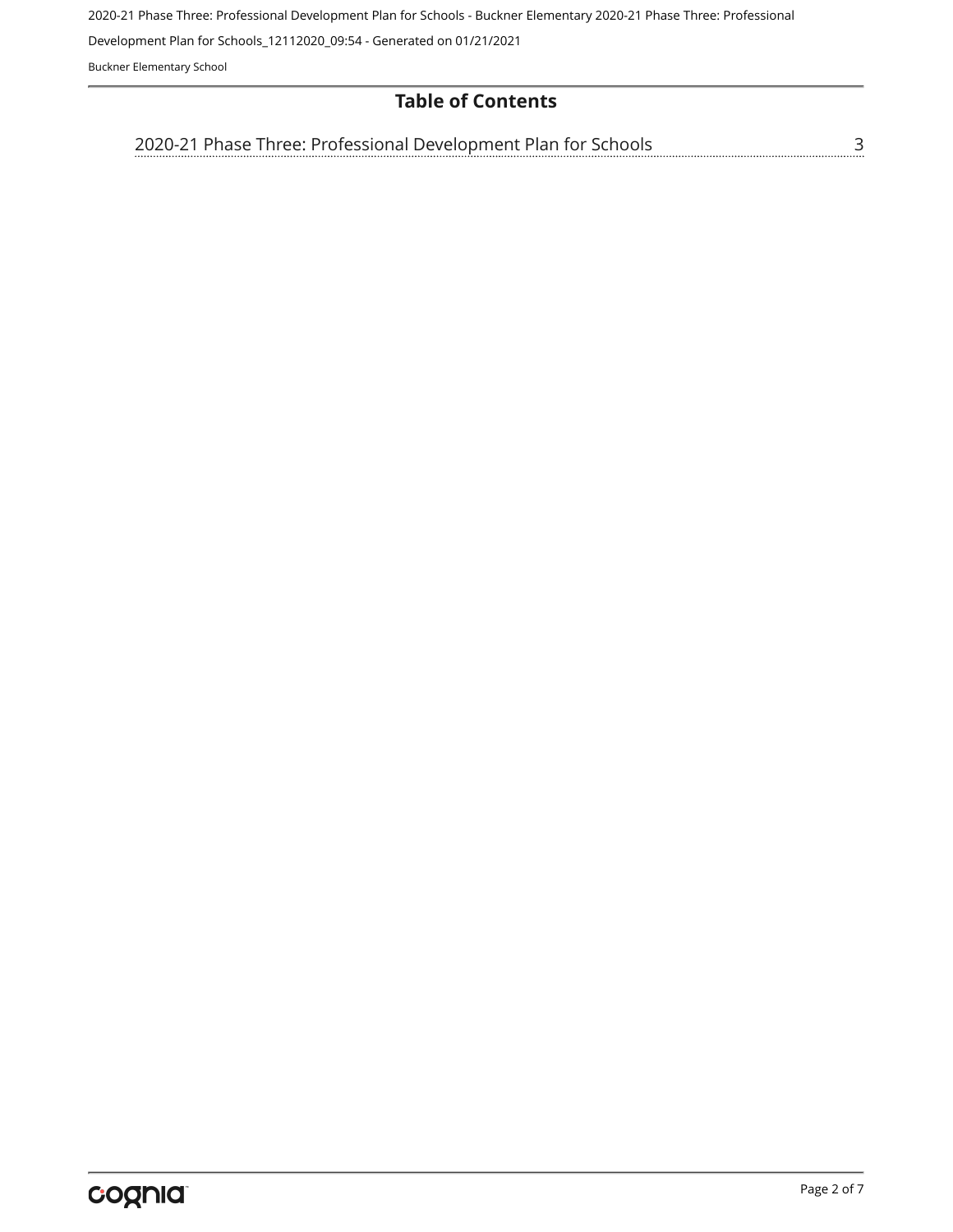# Table of Contents

2020-21 Phase Three: Professional Development Plan for Schools ........ 3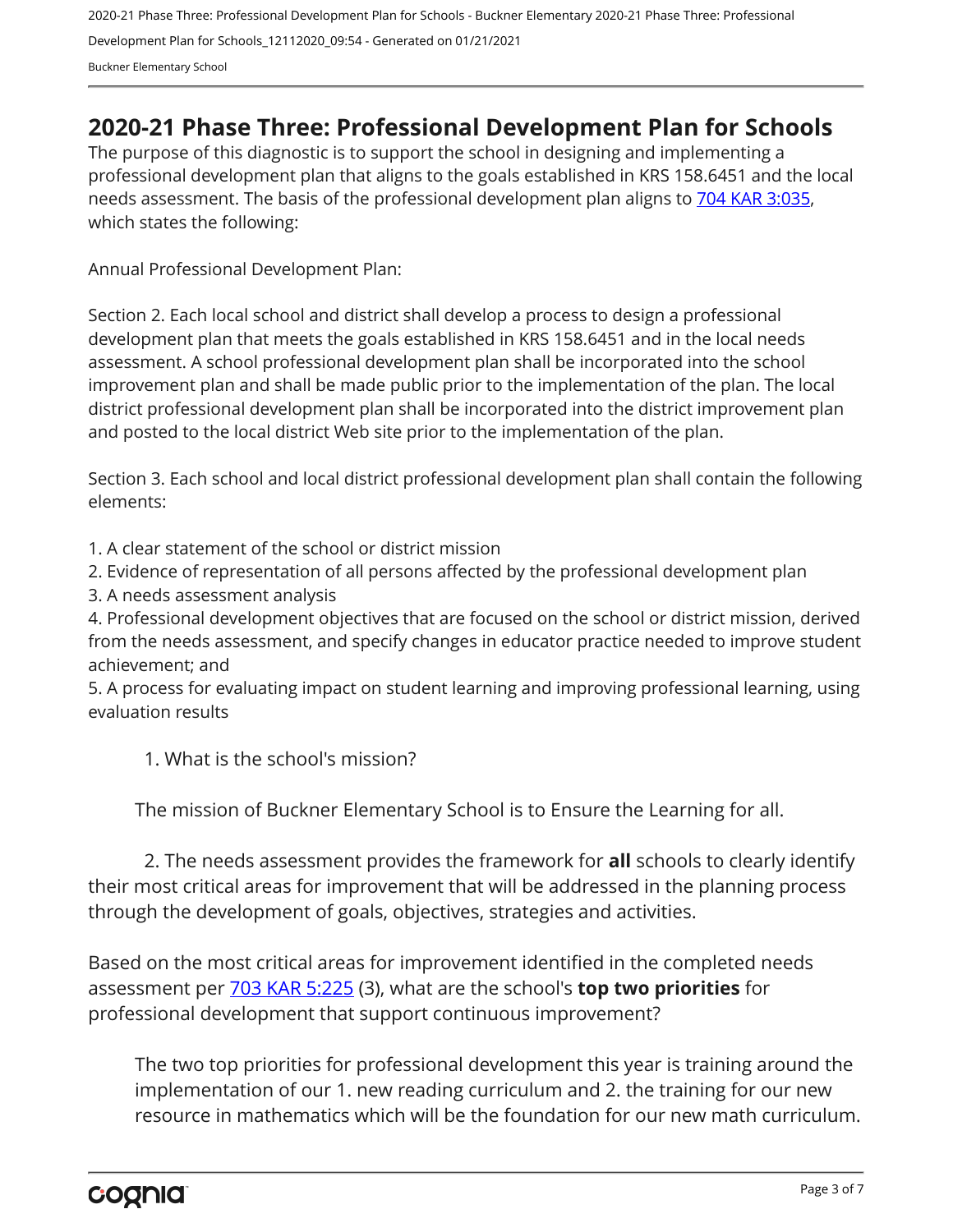# 2020-21 Phase Three: Professional Development Plan for Schools

The purpose of this diagnostic is to support the school in designing and implementing a professional development plan that aligns to the goals established in KRS 158.6451 and the local needs assessment. The basis of the professional development plan aligns to [704 KAR 3:035], which states the following:

Annual Professional Development Plan:

Section 2. Each local school and district shall develop a process to design a professional development plan that meets the goals established in KRS 158.6451 and in the local needs assessment. A school professional development plan shall be incorporated into the school improvement plan and shall be made public prior to the implementation of the plan. The local district professional development plan shall be incorporated into the district improvement plan and posted to the local district Web site prior to the implementation of the plan.

Section 3. Each school and local district professional development plan shall contain the following elements:

1. A clear statement of the school or district mission
2. Evidence of representation of all persons affected by the professional development plan
3. A needs assessment analysis
4. Professional development objectives that are focused on the school or district mission, derived from the needs assessment, and specify changes in educator practice needed to improve student achievement; and
5. A process for evaluating impact on student learning and improving professional learning, using evaluation results

1. What is the school's mission?

The mission of Buckner Elementary School is to Ensure the Learning for all.

2. The needs assessment provides the framework for **all** schools to clearly identify their most critical areas for improvement that will be addressed in the planning process through the development of goals, objectives, strategies and activities.

Based on the most critical areas for improvement identified in the completed needs assessment per [703 KAR 5:225] (3), what are the school's **top two priorities** for professional development that support continuous improvement?

The two top priorities for professional development this year is training around the implementation of our 1. new reading curriculum and 2. the training for our new resource in mathematics which will be the foundation for our new math curriculum.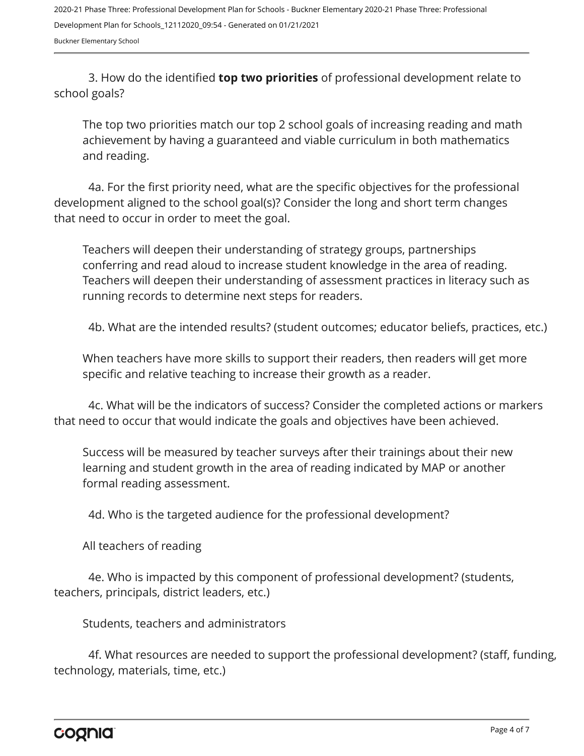3. How do the identified **top two priorities** of professional development relate to school goals?

The top two priorities match our top 2 school goals of increasing reading and math achievement by having a guaranteed and viable curriculum in both mathematics and reading.

4a. For the first priority need, what are the specific objectives for the professional development aligned to the school goal(s)? Consider the long and short term changes that need to occur in order to meet the goal.

Teachers will deepen their understanding of strategy groups, partnerships conferring and read aloud to increase student knowledge in the area of reading. Teachers will deepen their understanding of assessment practices in literacy such as running records to determine next steps for readers.

4b. What are the intended results? (student outcomes; educator beliefs, practices, etc.)

When teachers have more skills to support their readers, then readers will get more specific and relative teaching to increase their growth as a reader.

4c. What will be the indicators of success? Consider the completed actions or markers that need to occur that would indicate the goals and objectives have been achieved.

Success will be measured by teacher surveys after their trainings about their new learning and student growth in the area of reading indicated by MAP or another formal reading assessment.

4d. Who is the targeted audience for the professional development?

All teachers of reading

4e. Who is impacted by this component of professional development? (students, teachers, principals, district leaders, etc.)

Students, teachers and administrators

4f. What resources are needed to support the professional development? (staff, funding, technology, materials, time, etc.)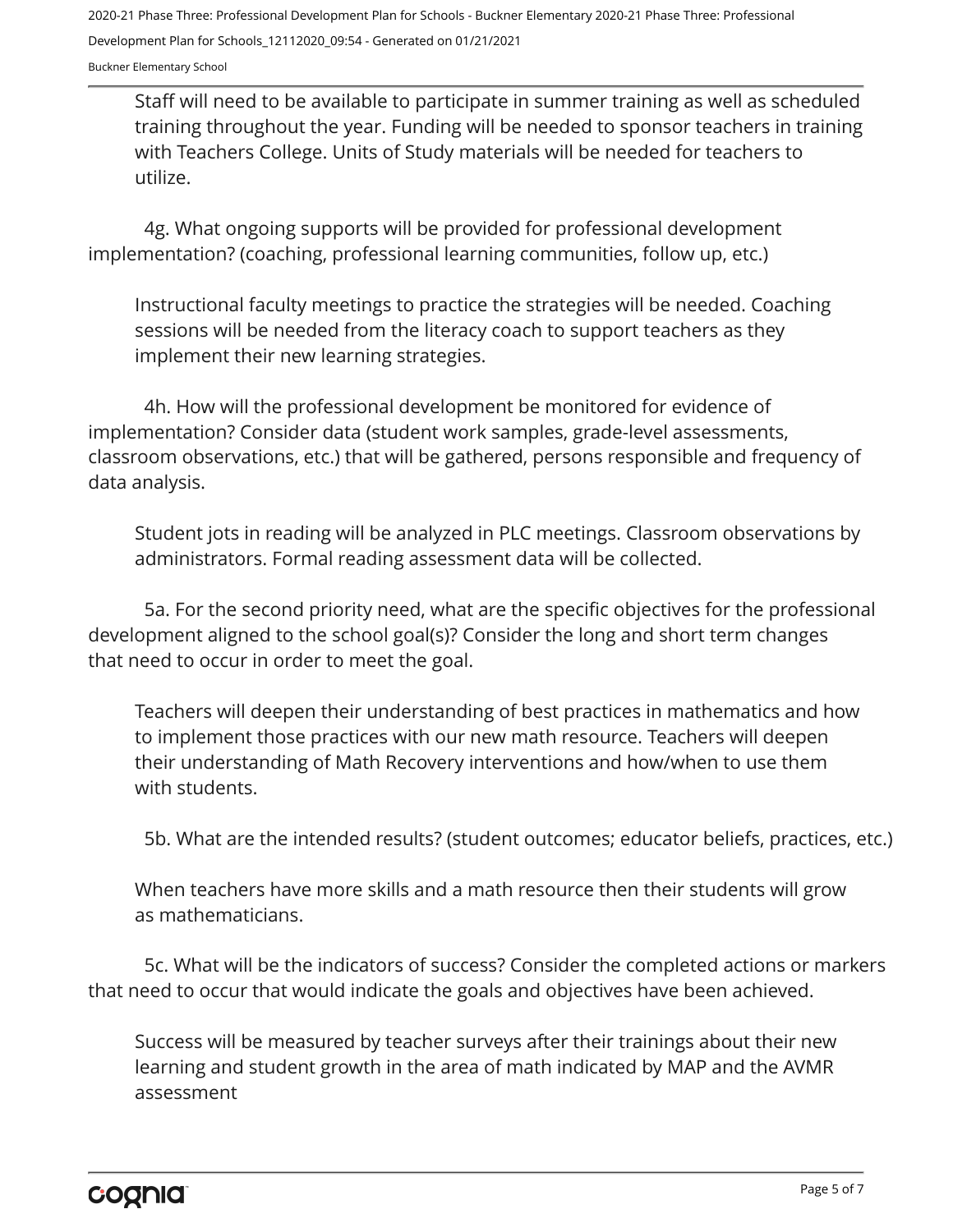Staff will need to be available to participate in summer training as well as scheduled training throughout the year. Funding will be needed to sponsor teachers in training with Teachers College. Units of Study materials will be needed for teachers to utilize.

4g. What ongoing supports will be provided for professional development implementation? (coaching, professional learning communities, follow up, etc.)

Instructional faculty meetings to practice the strategies will be needed. Coaching sessions will be needed from the literacy coach to support teachers as they implement their new learning strategies.

4h. How will the professional development be monitored for evidence of implementation? Consider data (student work samples, grade-level assessments, classroom observations, etc.) that will be gathered, persons responsible and frequency of data analysis.

Student jots in reading will be analyzed in PLC meetings. Classroom observations by administrators. Formal reading assessment data will be collected.

5a. For the second priority need, what are the specific objectives for the professional development aligned to the school goal(s)? Consider the long and short term changes that need to occur in order to meet the goal.

Teachers will deepen their understanding of best practices in mathematics and how to implement those practices with our new math resource. Teachers will deepen their understanding of Math Recovery interventions and how/when to use them with students.

5b. What are the intended results? (student outcomes; educator beliefs, practices, etc.)

When teachers have more skills and a math resource then their students will grow as mathematicians.

5c. What will be the indicators of success? Consider the completed actions or markers that need to occur that would indicate the goals and objectives have been achieved.

Success will be measured by teacher surveys after their trainings about their new learning and student growth in the area of math indicated by MAP and the AVMR assessment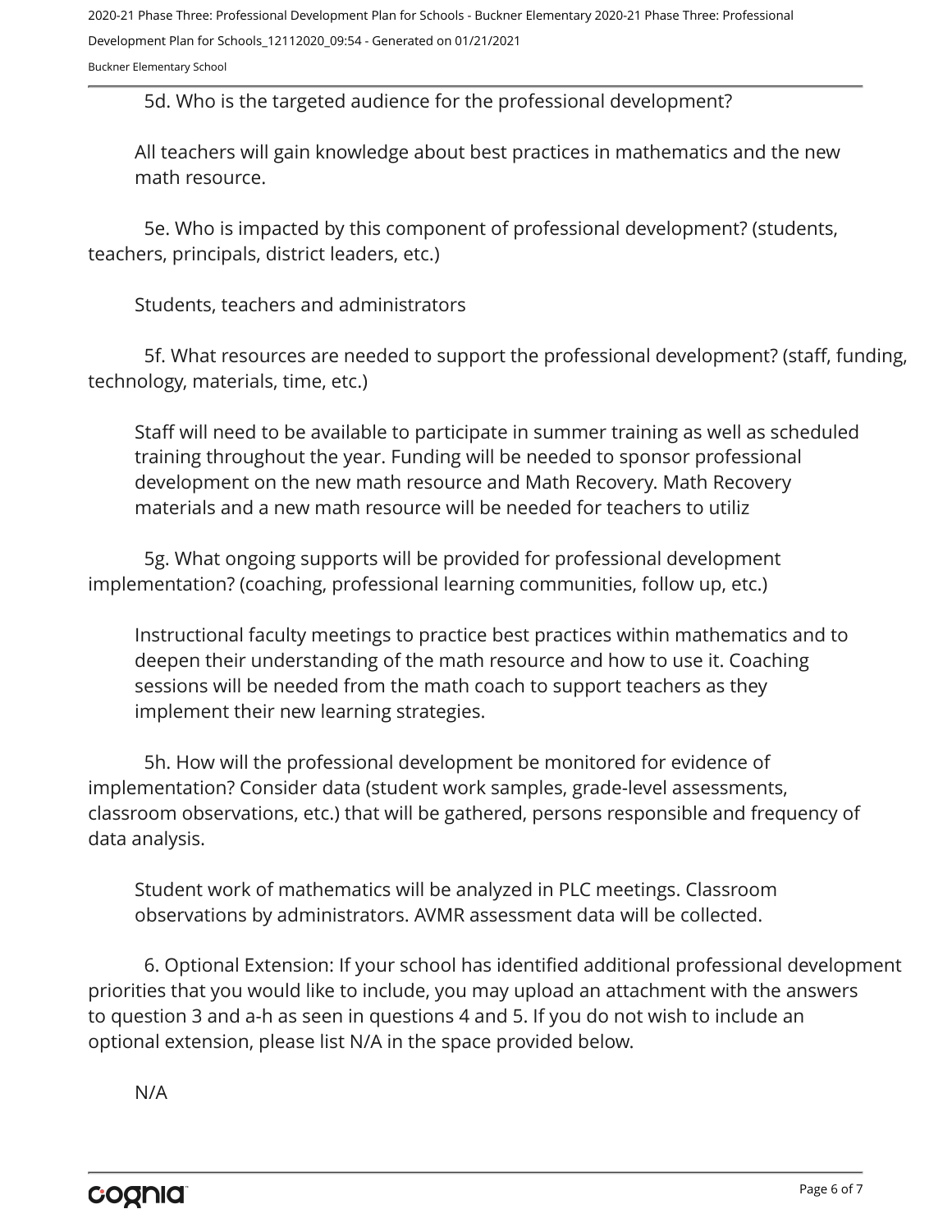5d. Who is the targeted audience for the professional development?

All teachers will gain knowledge about best practices in mathematics and the new math resource.

5e. Who is impacted by this component of professional development? (students, teachers, principals, district leaders, etc.)

Students, teachers and administrators

5f. What resources are needed to support the professional development? (staff, funding, technology, materials, time, etc.)

Staff will need to be available to participate in summer training as well as scheduled training throughout the year. Funding will be needed to sponsor professional development on the new math resource and Math Recovery. Math Recovery materials and a new math resource will be needed for teachers to utiliz

5g. What ongoing supports will be provided for professional development implementation? (coaching, professional learning communities, follow up, etc.)

Instructional faculty meetings to practice best practices within mathematics and to deepen their understanding of the math resource and how to use it. Coaching sessions will be needed from the math coach to support teachers as they implement their new learning strategies.

5h. How will the professional development be monitored for evidence of implementation? Consider data (student work samples, grade-level assessments, classroom observations, etc.) that will be gathered, persons responsible and frequency of data analysis.

Student work of mathematics will be analyzed in PLC meetings. Classroom observations by administrators. AVMR assessment data will be collected.

6. Optional Extension: If your school has identified additional professional development priorities that you would like to include, you may upload an attachment with the answers to question 3 and a-h as seen in questions 4 and 5. If you do not wish to include an optional extension, please list N/A in the space provided below.

N/A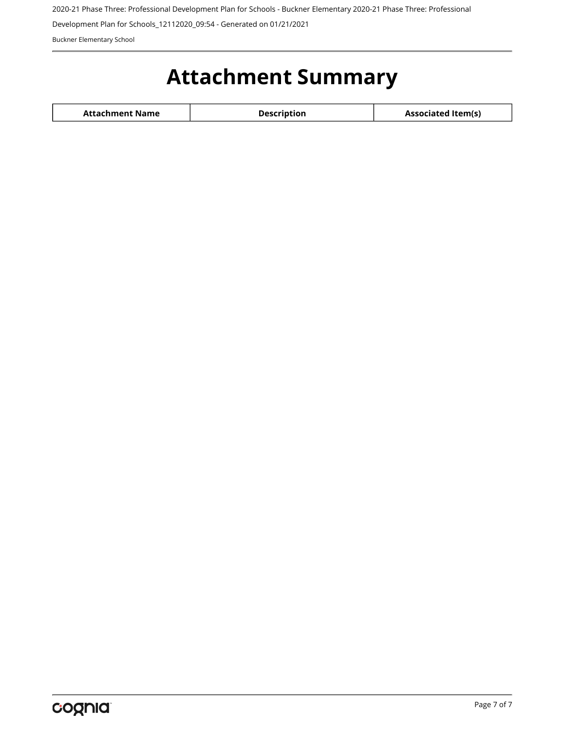# Attachment Summary

| Attachment Name | Description | Associated Item(s) |
| --- | --- | --- |